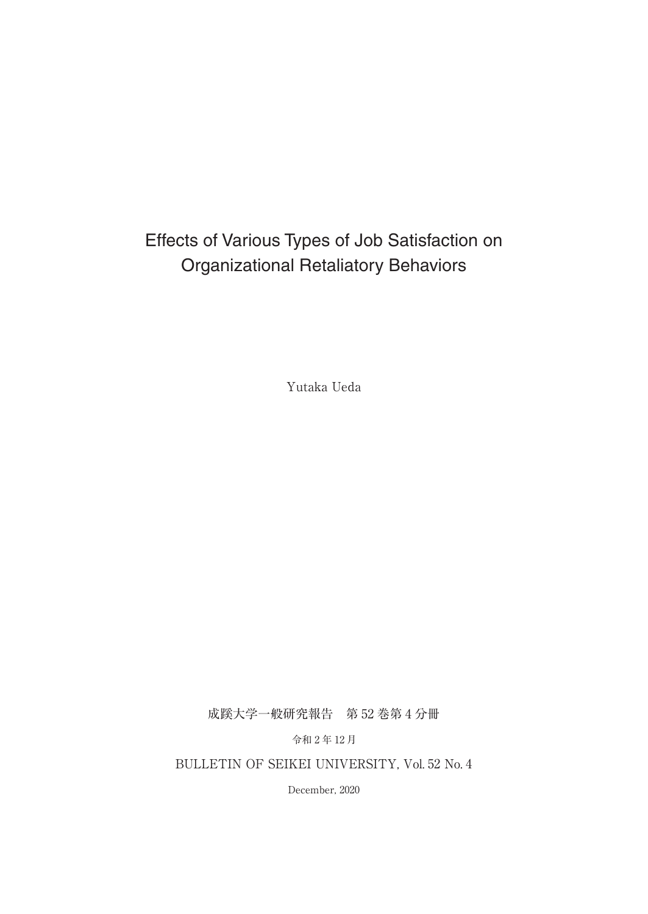# Effects of Various Types of Job Satisfaction on Organizational Retaliatory Behaviors

Yutaka Ueda

成蹊大学一般研究報告　第 52 巻第 4 分冊

令和 2 年 12 月

BULLETIN OF SEIKEI UNIVERSITY, Vol. 52 No. 4

December, 2020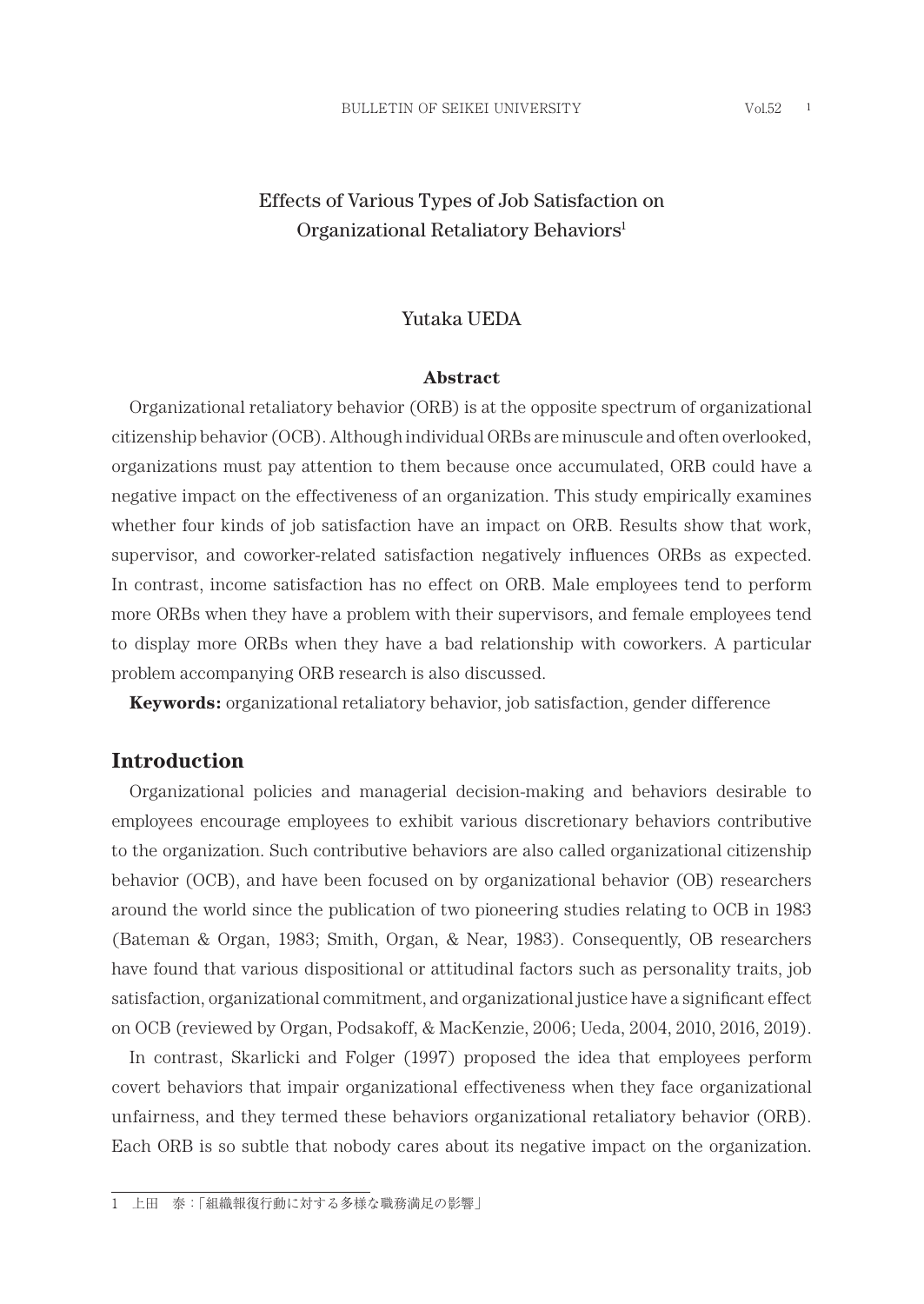# Effects of Various Types of Job Satisfaction on Organizational Retaliatory Behaviors[1]

## Yutaka UEDA

### Abstract

Organizational retaliatory behavior (ORB) is at the opposite spectrum of organizational citizenship behavior (OCB). Although individual ORBs are minuscule and often overlooked, organizations must pay attention to them because once accumulated, ORB could have a negative impact on the effectiveness of an organization. This study empirically examines whether four kinds of job satisfaction have an impact on ORB. Results show that work, supervisor, and coworker-related satisfaction negatively influences ORBs as expected. In contrast, income satisfaction has no effect on ORB. Male employees tend to perform more ORBs when they have a problem with their supervisors, and female employees tend to display more ORBs when they have a bad relationship with coworkers. A particular problem accompanying ORB research is also discussed.

**Keywords:** organizational retaliatory behavior, job satisfaction, gender difference

## Introduction

Organizational policies and managerial decision-making and behaviors desirable to employees encourage employees to exhibit various discretionary behaviors contributive to the organization. Such contributive behaviors are also called organizational citizenship behavior (OCB), and have been focused on by organizational behavior (OB) researchers around the world since the publication of two pioneering studies relating to OCB in 1983 (Bateman & Organ, 1983; Smith, Organ, & Near, 1983). Consequently, OB researchers have found that various dispositional or attitudinal factors such as personality traits, job satisfaction, organizational commitment, and organizational justice have a significant effect on OCB (reviewed by Organ, Podsakoff, & MacKenzie, 2006; Ueda, 2004, 2010, 2016, 2019).

In contrast, Skarlicki and Folger (1997) proposed the idea that employees perform covert behaviors that impair organizational effectiveness when they face organizational unfairness, and they termed these behaviors organizational retaliatory behavior (ORB). Each ORB is so subtle that nobody cares about its negative impact on the organization.

---

1　上田　泰：「組織報復行動に対する多様な職務満足の影響」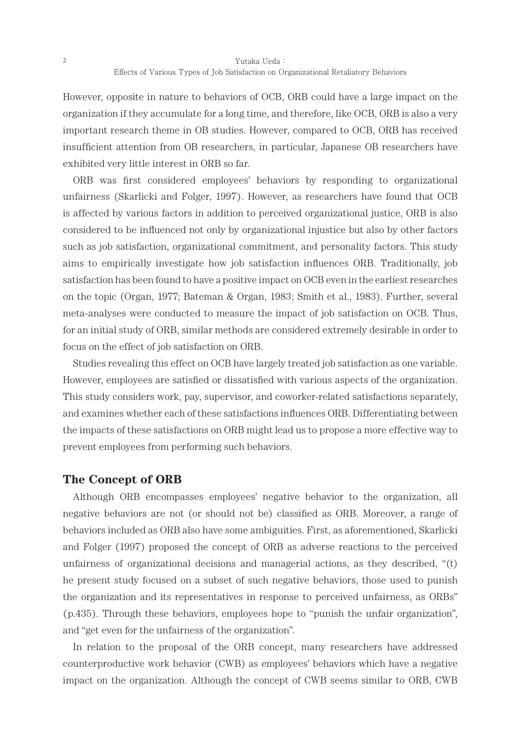However, opposite in nature to behaviors of OCB, ORB could have a large impact on the organization if they accumulate for a long time, and therefore, like OCB, ORB is also a very important research theme in OB studies. However, compared to OCB, ORB has received insufficient attention from OB researchers, in particular, Japanese OB researchers have exhibited very little interest in ORB so far.

ORB was first considered employees' behaviors by responding to organizational unfairness (Skarlicki and Folger, 1997). However, as researchers have found that OCB is affected by various factors in addition to perceived organizational justice, ORB is also considered to be influenced not only by organizational injustice but also by other factors such as job satisfaction, organizational commitment, and personality factors. This study aims to empirically investigate how job satisfaction influences ORB. Traditionally, job satisfaction has been found to have a positive impact on OCB even in the earliest researches on the topic (Organ, 1977; Bateman & Organ, 1983; Smith et al., 1983). Further, several meta-analyses were conducted to measure the impact of job satisfaction on OCB. Thus, for an initial study of ORB, similar methods are considered extremely desirable in order to focus on the effect of job satisfaction on ORB.

Studies revealing this effect on OCB have largely treated job satisfaction as one variable. However, employees are satisfied or dissatisfied with various aspects of the organization. This study considers work, pay, supervisor, and coworker-related satisfactions separately, and examines whether each of these satisfactions influences ORB. Differentiating between the impacts of these satisfactions on ORB might lead us to propose a more effective way to prevent employees from performing such behaviors.

## The Concept of ORB

Although ORB encompasses employees' negative behavior to the organization, all negative behaviors are not (or should not be) classified as ORB. Moreover, a range of behaviors included as ORB also have some ambiguities. First, as aforementioned, Skarlicki and Folger (1997) proposed the concept of ORB as adverse reactions to the perceived unfairness of organizational decisions and managerial actions, as they described, "(t) he present study focused on a subset of such negative behaviors, those used to punish the organization and its representatives in response to perceived unfairness, as ORBs" (p.435). Through these behaviors, employees hope to "punish the unfair organization", and "get even for the unfairness of the organization".

In relation to the proposal of the ORB concept, many researchers have addressed counterproductive work behavior (CWB) as employees' behaviors which have a negative impact on the organization. Although the concept of CWB seems similar to ORB, CWB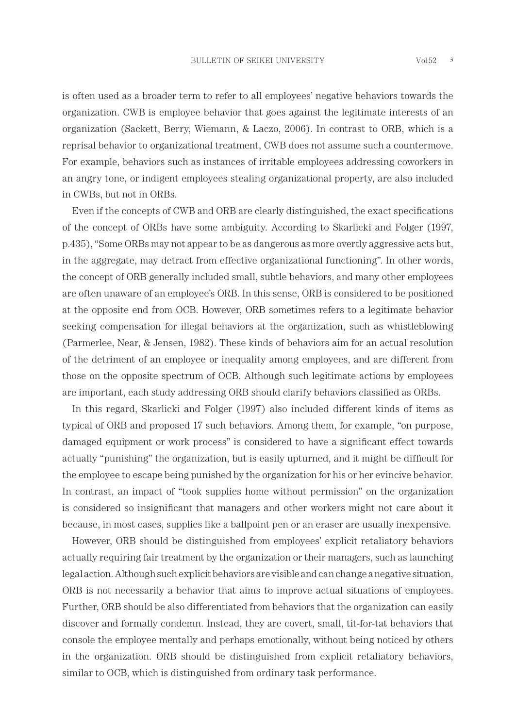is often used as a broader term to refer to all employees' negative behaviors towards the organization. CWB is employee behavior that goes against the legitimate interests of an organization (Sackett, Berry, Wiemann, & Laczo, 2006). In contrast to ORB, which is a reprisal behavior to organizational treatment, CWB does not assume such a countermove. For example, behaviors such as instances of irritable employees addressing coworkers in an angry tone, or indigent employees stealing organizational property, are also included in CWBs, but not in ORBs.

Even if the concepts of CWB and ORB are clearly distinguished, the exact specifications of the concept of ORBs have some ambiguity. According to Skarlicki and Folger (1997, p.435), "Some ORBs may not appear to be as dangerous as more overtly aggressive acts but, in the aggregate, may detract from effective organizational functioning". In other words, the concept of ORB generally included small, subtle behaviors, and many other employees are often unaware of an employee's ORB. In this sense, ORB is considered to be positioned at the opposite end from OCB. However, ORB sometimes refers to a legitimate behavior seeking compensation for illegal behaviors at the organization, such as whistleblowing (Parmerlee, Near, & Jensen, 1982). These kinds of behaviors aim for an actual resolution of the detriment of an employee or inequality among employees, and are different from those on the opposite spectrum of OCB. Although such legitimate actions by employees are important, each study addressing ORB should clarify behaviors classified as ORBs.

In this regard, Skarlicki and Folger (1997) also included different kinds of items as typical of ORB and proposed 17 such behaviors. Among them, for example, "on purpose, damaged equipment or work process" is considered to have a significant effect towards actually "punishing" the organization, but is easily upturned, and it might be difficult for the employee to escape being punished by the organization for his or her evincive behavior. In contrast, an impact of "took supplies home without permission" on the organization is considered so insignificant that managers and other workers might not care about it because, in most cases, supplies like a ballpoint pen or an eraser are usually inexpensive.

However, ORB should be distinguished from employees' explicit retaliatory behaviors actually requiring fair treatment by the organization or their managers, such as launching legal action. Although such explicit behaviors are visible and can change a negative situation, ORB is not necessarily a behavior that aims to improve actual situations of employees. Further, ORB should be also differentiated from behaviors that the organization can easily discover and formally condemn. Instead, they are covert, small, tit-for-tat behaviors that console the employee mentally and perhaps emotionally, without being noticed by others in the organization. ORB should be distinguished from explicit retaliatory behaviors, similar to OCB, which is distinguished from ordinary task performance.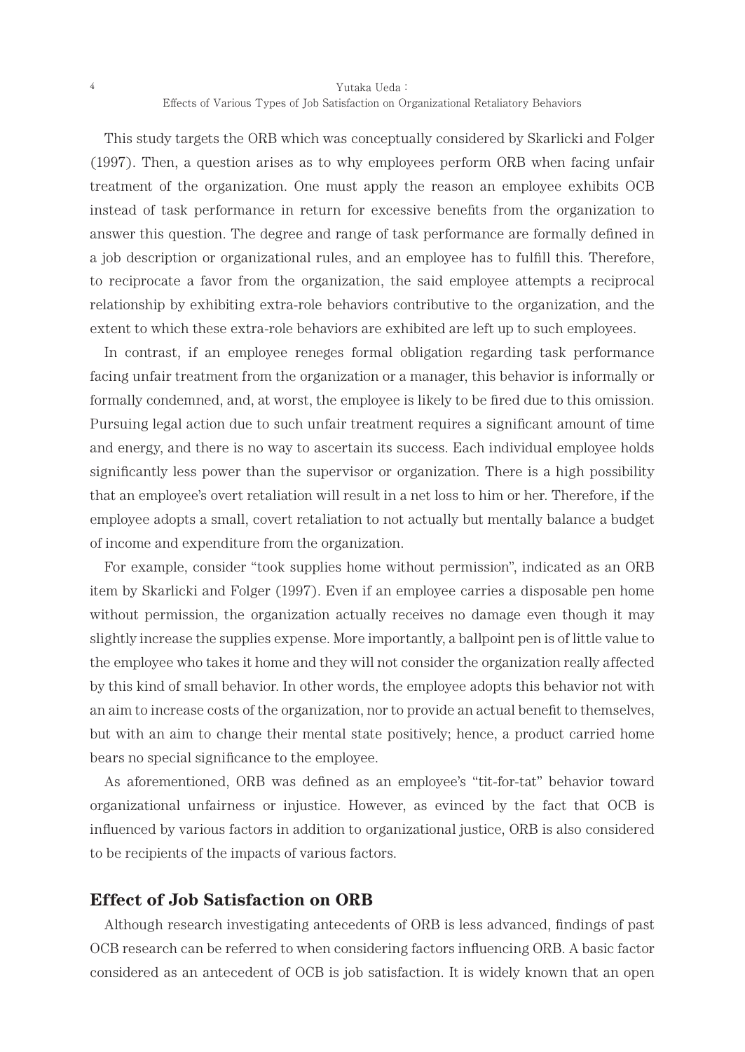This study targets the ORB which was conceptually considered by Skarlicki and Folger (1997). Then, a question arises as to why employees perform ORB when facing unfair treatment of the organization. One must apply the reason an employee exhibits OCB instead of task performance in return for excessive benefits from the organization to answer this question. The degree and range of task performance are formally defined in a job description or organizational rules, and an employee has to fulfill this. Therefore, to reciprocate a favor from the organization, the said employee attempts a reciprocal relationship by exhibiting extra-role behaviors contributive to the organization, and the extent to which these extra-role behaviors are exhibited are left up to such employees.

In contrast, if an employee reneges formal obligation regarding task performance facing unfair treatment from the organization or a manager, this behavior is informally or formally condemned, and, at worst, the employee is likely to be fired due to this omission. Pursuing legal action due to such unfair treatment requires a significant amount of time and energy, and there is no way to ascertain its success. Each individual employee holds significantly less power than the supervisor or organization. There is a high possibility that an employee's overt retaliation will result in a net loss to him or her. Therefore, if the employee adopts a small, covert retaliation to not actually but mentally balance a budget of income and expenditure from the organization.

For example, consider "took supplies home without permission", indicated as an ORB item by Skarlicki and Folger (1997). Even if an employee carries a disposable pen home without permission, the organization actually receives no damage even though it may slightly increase the supplies expense. More importantly, a ballpoint pen is of little value to the employee who takes it home and they will not consider the organization really affected by this kind of small behavior. In other words, the employee adopts this behavior not with an aim to increase costs of the organization, nor to provide an actual benefit to themselves, but with an aim to change their mental state positively; hence, a product carried home bears no special significance to the employee.

As aforementioned, ORB was defined as an employee's "tit-for-tat" behavior toward organizational unfairness or injustice. However, as evinced by the fact that OCB is influenced by various factors in addition to organizational justice, ORB is also considered to be recipients of the impacts of various factors.

## Effect of Job Satisfaction on ORB

Although research investigating antecedents of ORB is less advanced, findings of past OCB research can be referred to when considering factors influencing ORB. A basic factor considered as an antecedent of OCB is job satisfaction. It is widely known that an open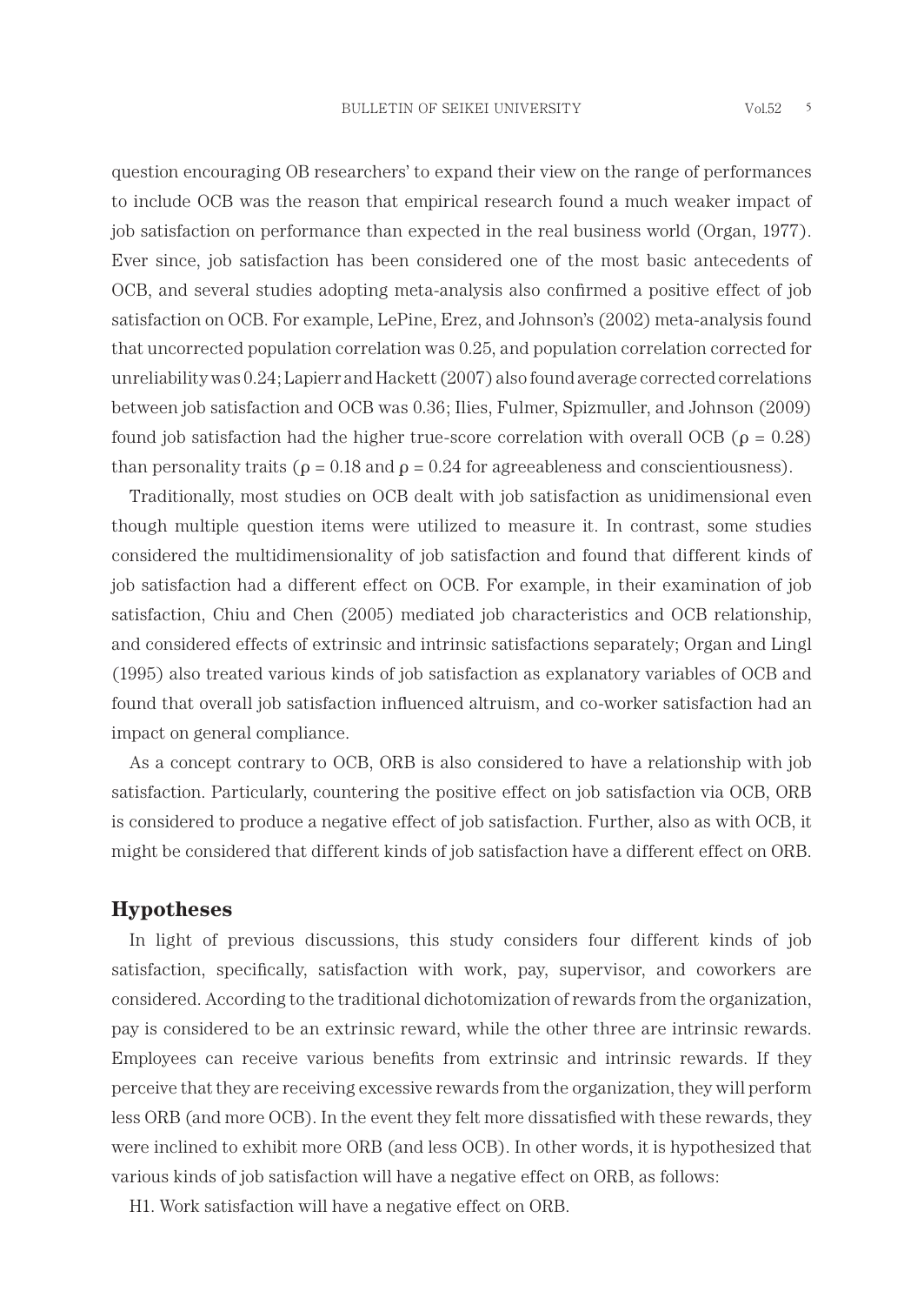question encouraging OB researchers' to expand their view on the range of performances to include OCB was the reason that empirical research found a much weaker impact of job satisfaction on performance than expected in the real business world (Organ, 1977). Ever since, job satisfaction has been considered one of the most basic antecedents of OCB, and several studies adopting meta-analysis also confirmed a positive effect of job satisfaction on OCB. For example, LePine, Erez, and Johnson's (2002) meta-analysis found that uncorrected population correlation was 0.25, and population correlation corrected for unreliability was 0.24; Lapierr and Hackett (2007) also found average corrected correlations between job satisfaction and OCB was 0.36; Ilies, Fulmer, Spizmuller, and Johnson (2009) found job satisfaction had the higher true-score correlation with overall OCB ($\rho = 0.28$) than personality traits ($\rho = 0.18$ and $\rho = 0.24$ for agreeableness and conscientiousness).

Traditionally, most studies on OCB dealt with job satisfaction as unidimensional even though multiple question items were utilized to measure it. In contrast, some studies considered the multidimensionality of job satisfaction and found that different kinds of job satisfaction had a different effect on OCB. For example, in their examination of job satisfaction, Chiu and Chen (2005) mediated job characteristics and OCB relationship, and considered effects of extrinsic and intrinsic satisfactions separately; Organ and Lingl (1995) also treated various kinds of job satisfaction as explanatory variables of OCB and found that overall job satisfaction influenced altruism, and co-worker satisfaction had an impact on general compliance.

As a concept contrary to OCB, ORB is also considered to have a relationship with job satisfaction. Particularly, countering the positive effect on job satisfaction via OCB, ORB is considered to produce a negative effect of job satisfaction. Further, also as with OCB, it might be considered that different kinds of job satisfaction have a different effect on ORB.

## Hypotheses

In light of previous discussions, this study considers four different kinds of job satisfaction, specifically, satisfaction with work, pay, supervisor, and coworkers are considered. According to the traditional dichotomization of rewards from the organization, pay is considered to be an extrinsic reward, while the other three are intrinsic rewards. Employees can receive various benefits from extrinsic and intrinsic rewards. If they perceive that they are receiving excessive rewards from the organization, they will perform less ORB (and more OCB). In the event they felt more dissatisfied with these rewards, they were inclined to exhibit more ORB (and less OCB). In other words, it is hypothesized that various kinds of job satisfaction will have a negative effect on ORB, as follows:

H1. Work satisfaction will have a negative effect on ORB.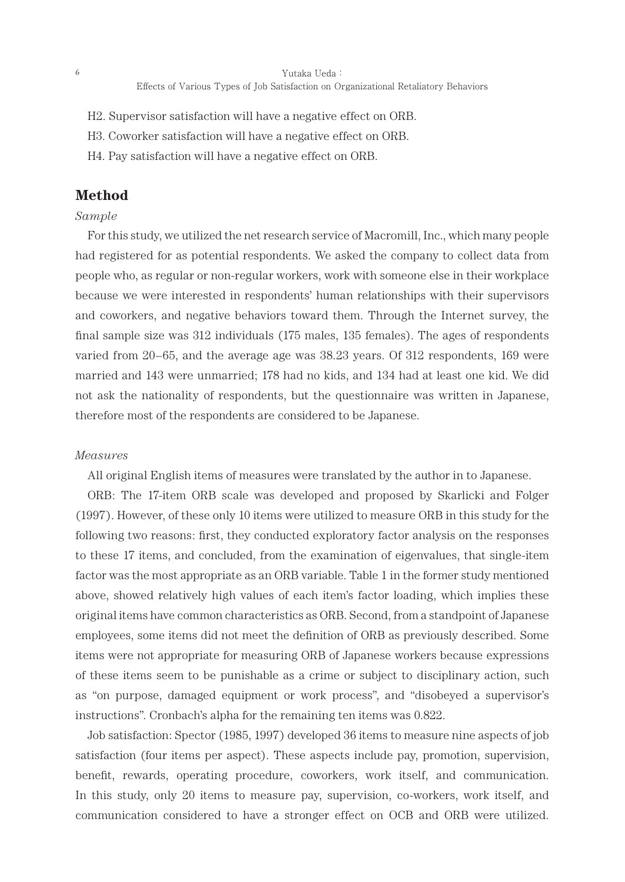H2. Supervisor satisfaction will have a negative effect on ORB.

H3. Coworker satisfaction will have a negative effect on ORB.

H4. Pay satisfaction will have a negative effect on ORB.

## Method

### *Sample*

For this study, we utilized the net research service of Macromill, Inc., which many people had registered for as potential respondents. We asked the company to collect data from people who, as regular or non-regular workers, work with someone else in their workplace because we were interested in respondents' human relationships with their supervisors and coworkers, and negative behaviors toward them. Through the Internet survey, the final sample size was 312 individuals (175 males, 135 females). The ages of respondents varied from 20–65, and the average age was 38.23 years. Of 312 respondents, 169 were married and 143 were unmarried; 178 had no kids, and 134 had at least one kid. We did not ask the nationality of respondents, but the questionnaire was written in Japanese, therefore most of the respondents are considered to be Japanese.

### *Measures*

All original English items of measures were translated by the author in to Japanese.

ORB: The 17-item ORB scale was developed and proposed by Skarlicki and Folger (1997). However, of these only 10 items were utilized to measure ORB in this study for the following two reasons: first, they conducted exploratory factor analysis on the responses to these 17 items, and concluded, from the examination of eigenvalues, that single-item factor was the most appropriate as an ORB variable. Table 1 in the former study mentioned above, showed relatively high values of each item's factor loading, which implies these original items have common characteristics as ORB. Second, from a standpoint of Japanese employees, some items did not meet the definition of ORB as previously described. Some items were not appropriate for measuring ORB of Japanese workers because expressions of these items seem to be punishable as a crime or subject to disciplinary action, such as "on purpose, damaged equipment or work process", and "disobeyed a supervisor's instructions". Cronbach's alpha for the remaining ten items was 0.822.

Job satisfaction: Spector (1985, 1997) developed 36 items to measure nine aspects of job satisfaction (four items per aspect). These aspects include pay, promotion, supervision, benefit, rewards, operating procedure, coworkers, work itself, and communication. In this study, only 20 items to measure pay, supervision, co-workers, work itself, and communication considered to have a stronger effect on OCB and ORB were utilized.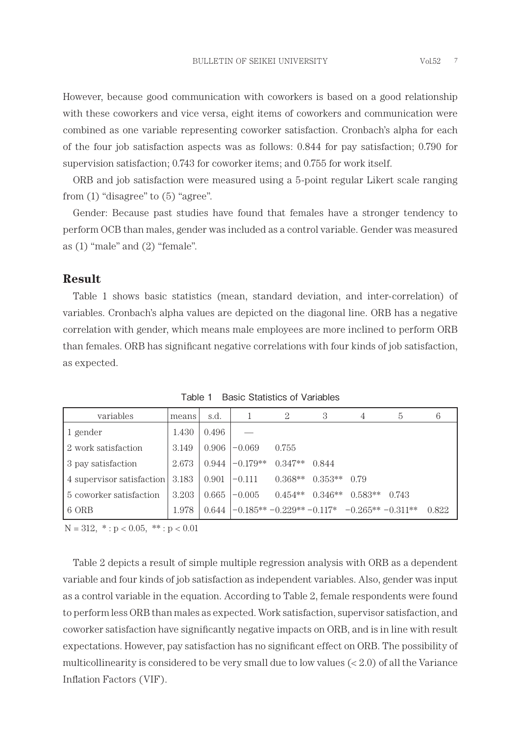However, because good communication with coworkers is based on a good relationship with these coworkers and vice versa, eight items of coworkers and communication were combined as one variable representing coworker satisfaction. Cronbach's alpha for each of the four job satisfaction aspects was as follows: 0.844 for pay satisfaction; 0.790 for supervision satisfaction; 0.743 for coworker items; and 0.755 for work itself.

ORB and job satisfaction were measured using a 5-point regular Likert scale ranging from (1) "disagree" to (5) "agree".

Gender: Because past studies have found that females have a stronger tendency to perform OCB than males, gender was included as a control variable. Gender was measured as (1) "male" and (2) "female".

## Result

Table 1 shows basic statistics (mean, standard deviation, and inter-correlation) of variables. Cronbach's alpha values are depicted on the diagonal line. ORB has a negative correlation with gender, which means male employees are more inclined to perform ORB than females. ORB has significant negative correlations with four kinds of job satisfaction, as expected.

Table 1 Basic Statistics of Variables

| variables | means | s.d. | 1 | 2 | 3 | 4 | 5 | 6 |
|---|---|---|---|---|---|---|---|---|
| 1 gender | 1.430 | 0.496 | — | | | | | |
| 2 work satisfaction | 3.149 | 0.906 | −0.069 | 0.755 | | | | |
| 3 pay satisfaction | 2.673 | 0.944 | −0.179** | 0.347** | 0.844 | | | |
| 4 supervisor satisfaction | 3.183 | 0.901 | −0.111 | 0.368** | 0.353** | 0.79 | | |
| 5 coworker satisfaction | 3.203 | 0.665 | −0.005 | 0.454** | 0.346** | 0.583** | 0.743 | |
| 6 ORB | 1.978 | 0.644 | −0.185** | −0.229** | −0.117* | −0.265** | −0.311** | 0.822 |

N = 312, * : $p < 0.05$, ** : $p < 0.01$

Table 2 depicts a result of simple multiple regression analysis with ORB as a dependent variable and four kinds of job satisfaction as independent variables. Also, gender was input as a control variable in the equation. According to Table 2, female respondents were found to perform less ORB than males as expected. Work satisfaction, supervisor satisfaction, and coworker satisfaction have significantly negative impacts on ORB, and is in line with result expectations. However, pay satisfaction has no significant effect on ORB. The possibility of multicollinearity is considered to be very small due to low values (< 2.0) of all the Variance Inflation Factors (VIF).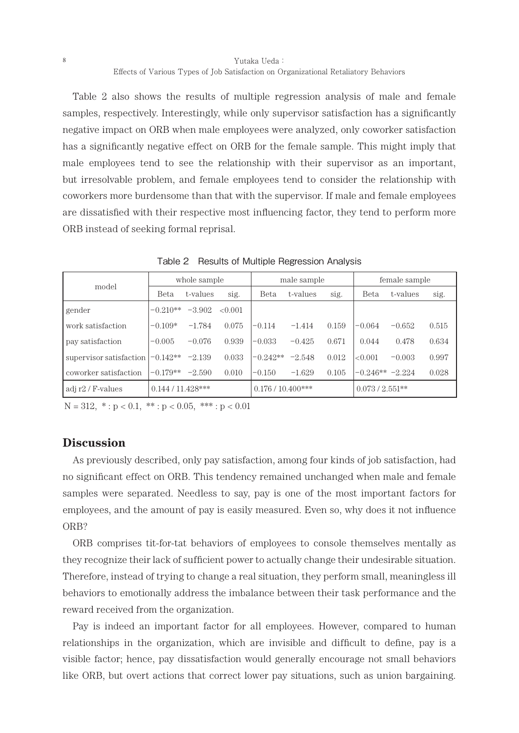Table 2 also shows the results of multiple regression analysis of male and female samples, respectively. Interestingly, while only supervisor satisfaction has a significantly negative impact on ORB when male employees were analyzed, only coworker satisfaction has a significantly negative effect on ORB for the female sample. This might imply that male employees tend to see the relationship with their supervisor as an important, but irresolvable problem, and female employees tend to consider the relationship with coworkers more burdensome than that with the supervisor. If male and female employees are dissatisfied with their respective most influencing factor, they tend to perform more ORB instead of seeking formal reprisal.

Table 2 Results of Multiple Regression Analysis

| model | whole sample | | | male sample | | | female sample | | |
|---|---|---|---|---|---|---|---|---|---|
| | Beta | t-values | sig. | Beta | t-values | sig. | Beta | t-values | sig. |
| gender | −0.210** | −3.902 | <0.001 | | | | | | |
| work satisfaction | −0.109* | −1.784 | 0.075 | −0.114 | −1.414 | 0.159 | −0.064 | −0.652 | 0.515 |
| pay satisfaction | −0.005 | −0.076 | 0.939 | −0.033 | −0.425 | 0.671 | 0.044 | 0.478 | 0.634 |
| supervisor satisfaction | −0.142** | −2.139 | 0.033 | −0.242** | −2.548 | 0.012 | <0.001 | −0.003 | 0.997 |
| coworker satisfaction | −0.179** | −2.590 | 0.010 | −0.150 | −1.629 | 0.105 | −0.246** | −2.224 | 0.028 |
| adj r2 / F-values | 0.144 / 11.428*** | | | 0.176 / 10.400*** | | | 0.073 / 2.551** | | |

$N = 312$, * : $p < 0.1$, ** : $p < 0.05$, *** : $p < 0.01$

## Discussion

As previously described, only pay satisfaction, among four kinds of job satisfaction, had no significant effect on ORB. This tendency remained unchanged when male and female samples were separated. Needless to say, pay is one of the most important factors for employees, and the amount of pay is easily measured. Even so, why does it not influence ORB?

ORB comprises tit-for-tat behaviors of employees to console themselves mentally as they recognize their lack of sufficient power to actually change their undesirable situation. Therefore, instead of trying to change a real situation, they perform small, meaningless ill behaviors to emotionally address the imbalance between their task performance and the reward received from the organization.

Pay is indeed an important factor for all employees. However, compared to human relationships in the organization, which are invisible and difficult to define, pay is a visible factor; hence, pay dissatisfaction would generally encourage not small behaviors like ORB, but overt actions that correct lower pay situations, such as union bargaining.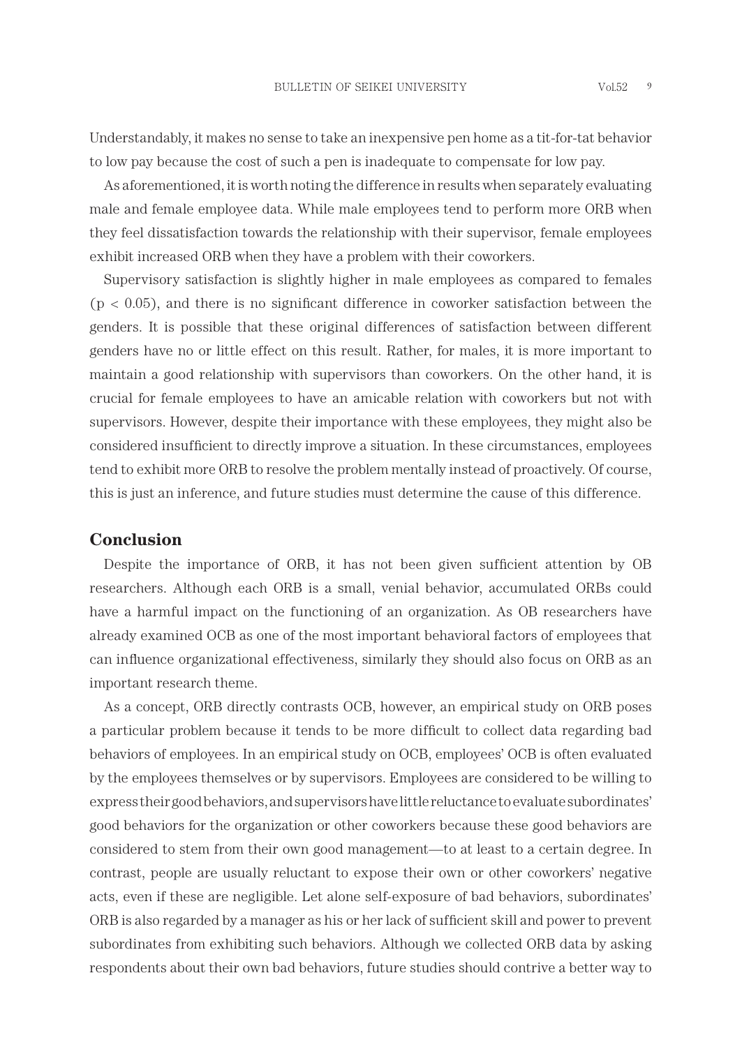Understandably, it makes no sense to take an inexpensive pen home as a tit-for-tat behavior to low pay because the cost of such a pen is inadequate to compensate for low pay.

As aforementioned, it is worth noting the difference in results when separately evaluating male and female employee data. While male employees tend to perform more ORB when they feel dissatisfaction towards the relationship with their supervisor, female employees exhibit increased ORB when they have a problem with their coworkers.

Supervisory satisfaction is slightly higher in male employees as compared to females ($p < 0.05$), and there is no significant difference in coworker satisfaction between the genders. It is possible that these original differences of satisfaction between different genders have no or little effect on this result. Rather, for males, it is more important to maintain a good relationship with supervisors than coworkers. On the other hand, it is crucial for female employees to have an amicable relation with coworkers but not with supervisors. However, despite their importance with these employees, they might also be considered insufficient to directly improve a situation. In these circumstances, employees tend to exhibit more ORB to resolve the problem mentally instead of proactively. Of course, this is just an inference, and future studies must determine the cause of this difference.

## Conclusion

Despite the importance of ORB, it has not been given sufficient attention by OB researchers. Although each ORB is a small, venial behavior, accumulated ORBs could have a harmful impact on the functioning of an organization. As OB researchers have already examined OCB as one of the most important behavioral factors of employees that can influence organizational effectiveness, similarly they should also focus on ORB as an important research theme.

As a concept, ORB directly contrasts OCB, however, an empirical study on ORB poses a particular problem because it tends to be more difficult to collect data regarding bad behaviors of employees. In an empirical study on OCB, employees' OCB is often evaluated by the employees themselves or by supervisors. Employees are considered to be willing to express their good behaviors, and supervisors have little reluctance to evaluate subordinates' good behaviors for the organization or other coworkers because these good behaviors are considered to stem from their own good management—to at least to a certain degree. In contrast, people are usually reluctant to expose their own or other coworkers' negative acts, even if these are negligible. Let alone self-exposure of bad behaviors, subordinates' ORB is also regarded by a manager as his or her lack of sufficient skill and power to prevent subordinates from exhibiting such behaviors. Although we collected ORB data by asking respondents about their own bad behaviors, future studies should contrive a better way to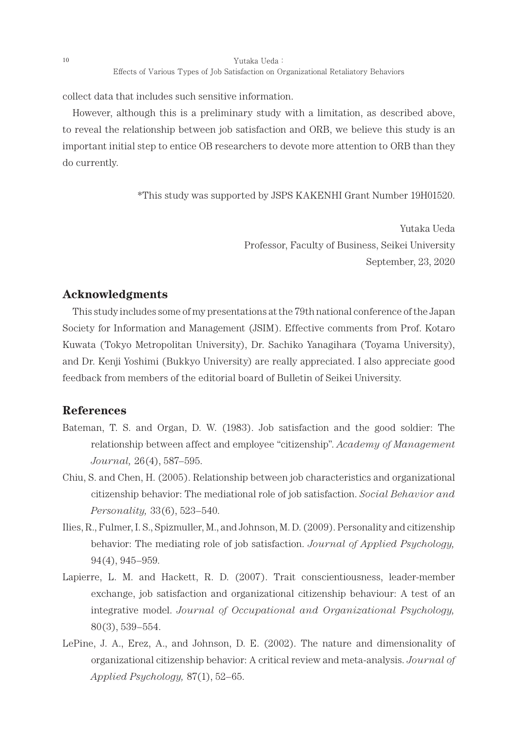collect data that includes such sensitive information.

However, although this is a preliminary study with a limitation, as described above, to reveal the relationship between job satisfaction and ORB, we believe this study is an important initial step to entice OB researchers to devote more attention to ORB than they do currently.

*This study was supported by JSPS KAKENHI Grant Number 19H01520.

Yutaka Ueda  
Professor, Faculty of Business, Seikei University  
September, 23, 2020

## Acknowledgments

This study includes some of my presentations at the 79th national conference of the Japan Society for Information and Management (JSIM). Effective comments from Prof. Kotaro Kuwata (Tokyo Metropolitan University), Dr. Sachiko Yanagihara (Toyama University), and Dr. Kenji Yoshimi (Bukkyo University) are really appreciated. I also appreciate good feedback from members of the editorial board of Bulletin of Seikei University.

## References

Bateman, T. S. and Organ, D. W. (1983). Job satisfaction and the good soldier: The relationship between affect and employee "citizenship". *Academy of Management Journal,* 26(4), 587–595.

Chiu, S. and Chen, H. (2005). Relationship between job characteristics and organizational citizenship behavior: The mediational role of job satisfaction. *Social Behavior and Personality,* 33(6), 523–540.

Ilies, R., Fulmer, I. S., Spizmuller, M., and Johnson, M. D. (2009). Personality and citizenship behavior: The mediating role of job satisfaction. *Journal of Applied Psychology,* 94(4), 945–959.

Lapierre, L. M. and Hackett, R. D. (2007). Trait conscientiousness, leader-member exchange, job satisfaction and organizational citizenship behaviour: A test of an integrative model. *Journal of Occupational and Organizational Psychology,* 80(3), 539–554.

LePine, J. A., Erez, A., and Johnson, D. E. (2002). The nature and dimensionality of organizational citizenship behavior: A critical review and meta-analysis. *Journal of Applied Psychology,* 87(1), 52–65.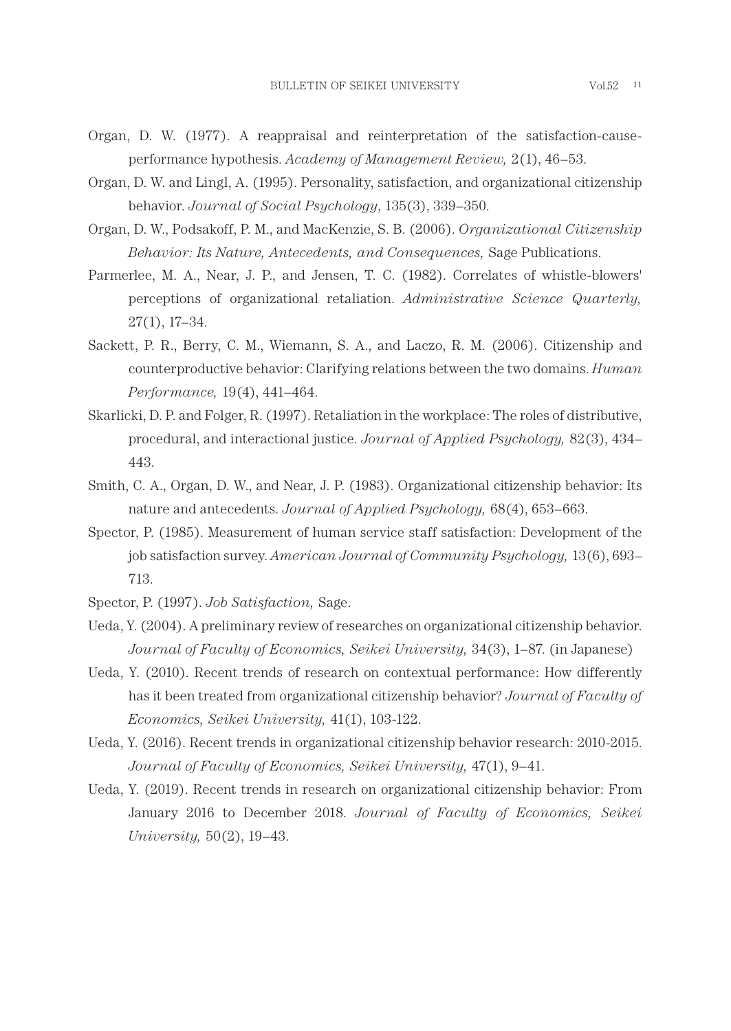Organ, D. W. (1977). A reappraisal and reinterpretation of the satisfaction-cause-performance hypothesis. *Academy of Management Review,* 2(1), 46–53.

Organ, D. W. and Lingl, A. (1995). Personality, satisfaction, and organizational citizenship behavior. *Journal of Social Psychology*, 135(3), 339–350.

Organ, D. W., Podsakoff, P. M., and MacKenzie, S. B. (2006). *Organizational Citizenship Behavior: Its Nature, Antecedents, and Consequences,* Sage Publications.

Parmerlee, M. A., Near, J. P., and Jensen, T. C. (1982). Correlates of whistle-blowers' perceptions of organizational retaliation. *Administrative Science Quarterly,* 27(1), 17–34.

Sackett, P. R., Berry, C. M., Wiemann, S. A., and Laczo, R. M. (2006). Citizenship and counterproductive behavior: Clarifying relations between the two domains. *Human Performance,* 19(4), 441–464.

Skarlicki, D. P. and Folger, R. (1997). Retaliation in the workplace: The roles of distributive, procedural, and interactional justice. *Journal of Applied Psychology,* 82(3), 434–443.

Smith, C. A., Organ, D. W., and Near, J. P. (1983). Organizational citizenship behavior: Its nature and antecedents. *Journal of Applied Psychology,* 68(4), 653–663.

Spector, P. (1985). Measurement of human service staff satisfaction: Development of the job satisfaction survey. *American Journal of Community Psychology,* 13(6), 693–713.

Spector, P. (1997). *Job Satisfaction,* Sage.

Ueda, Y. (2004). A preliminary review of researches on organizational citizenship behavior. *Journal of Faculty of Economics, Seikei University,* 34(3), 1–87. (in Japanese)

Ueda, Y. (2010). Recent trends of research on contextual performance: How differently has it been treated from organizational citizenship behavior? *Journal of Faculty of Economics, Seikei University,* 41(1), 103-122.

Ueda, Y. (2016). Recent trends in organizational citizenship behavior research: 2010-2015. *Journal of Faculty of Economics, Seikei University,* 47(1), 9–41.

Ueda, Y. (2019). Recent trends in research on organizational citizenship behavior: From January 2016 to December 2018. *Journal of Faculty of Economics, Seikei University,* 50(2), 19–43.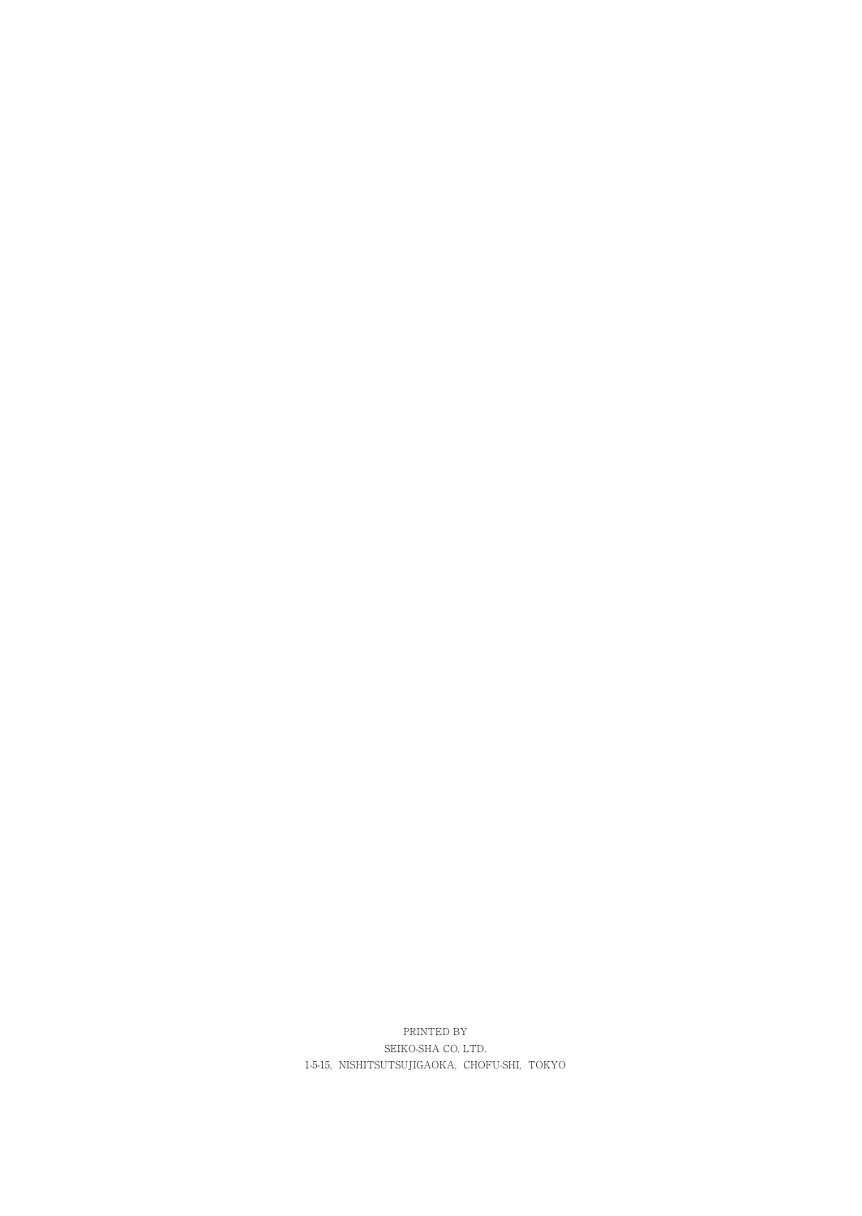PRINTED BY

SEIKO-SHA CO. LTD.

1-5-15, NISHITSUTSUJIGAOKA, CHOFU-SHI, TOKYO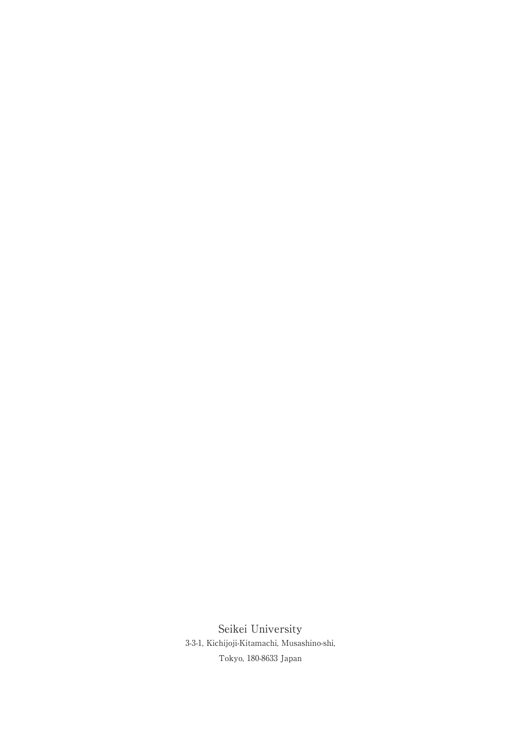Seikei University

3-3-1, Kichijoji-Kitamachi, Musashino-shi,

Tokyo, 180-8633 Japan